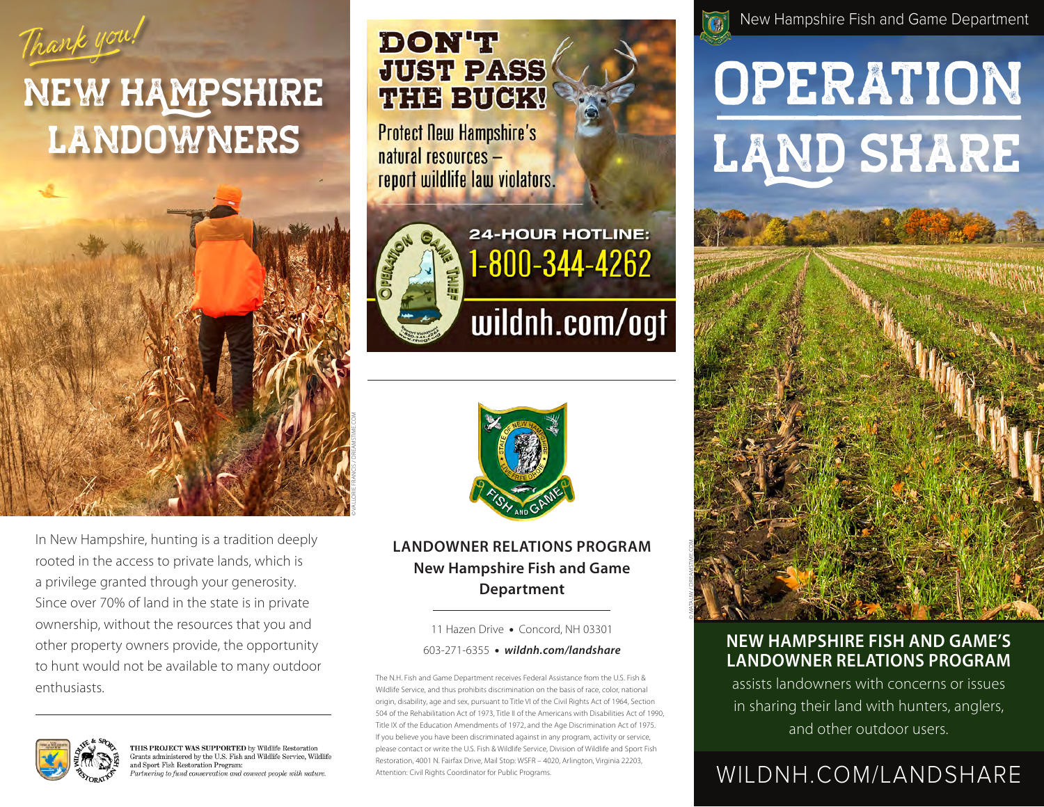# Thank you! NEW HAMPSHIRE LANDOWNERS

© VALLORIE FRANCIS / DREAMSTIME.COM

In New Hampshire, hunting is a tradition deeply rooted in the access to private lands, which is a privilege granted through your generosity. Since over 70% of land in the state is in private ownership, without the resources that you and other property owners provide, the opportunity to hunt would not be available to many outdoor enthusiasts.

THIS PROJECT WAS SUPPORTED by Wildlife Restoration Grants administered by the U.S. Fish and Wildlife Service, Wildlife and Sport Fish Restoration Program: *Partnering to fund conservation and connect people with nature.*

## DON'T JUST PASS THE BUCK!

Protect New Hampshire's natural resources – report wildlife law violators.

**24-HOUR HOTLINE: 1-800-344-4262**

**wildnh.com/ogt**

## LANDOWNER RELATIONS PROGRAM

**New Hampshire Fish and Game Department**

11 Hazen Drive • Concord, NH 03301

603-271-6355 • ***wildnh.com/landshare***

The N.H. Fish and Game Department receives Federal Assistance from the U.S. Fish & Wildlife Service, and thus prohibits discrimination on the basis of race, color, national origin, disability, age and sex, pursuant to Title VI of the Civil Rights Act of 1964, Section 504 of the Rehabilitation Act of 1973, Title II of the Americans with Disabilities Act of 1990, Title IX of the Education Amendments of 1972, and the Age Discrimination Act of 1975. If you believe you have been discriminated against in any program, activity or service, please contact or write the U.S. Fish & Wildlife Service, Division of Wildlife and Sport Fish Restoration, 4001 N. Fairfax Drive, Mail Stop: WSFR – 4020, Arlington, Virginia 22203, Attention: Civil Rights Coordinator for Public Programs.

New Hampshire Fish and Game Department

# OPERATION LAND SHARE

© MATAUW / DREAMSTIME.COM

**NEW HAMPSHIRE FISH AND GAME'S LANDOWNER RELATIONS PROGRAM** assists landowners with concerns or issues in sharing their land with hunters, anglers, and other outdoor users.

WILDNH.COM/LANDSHARE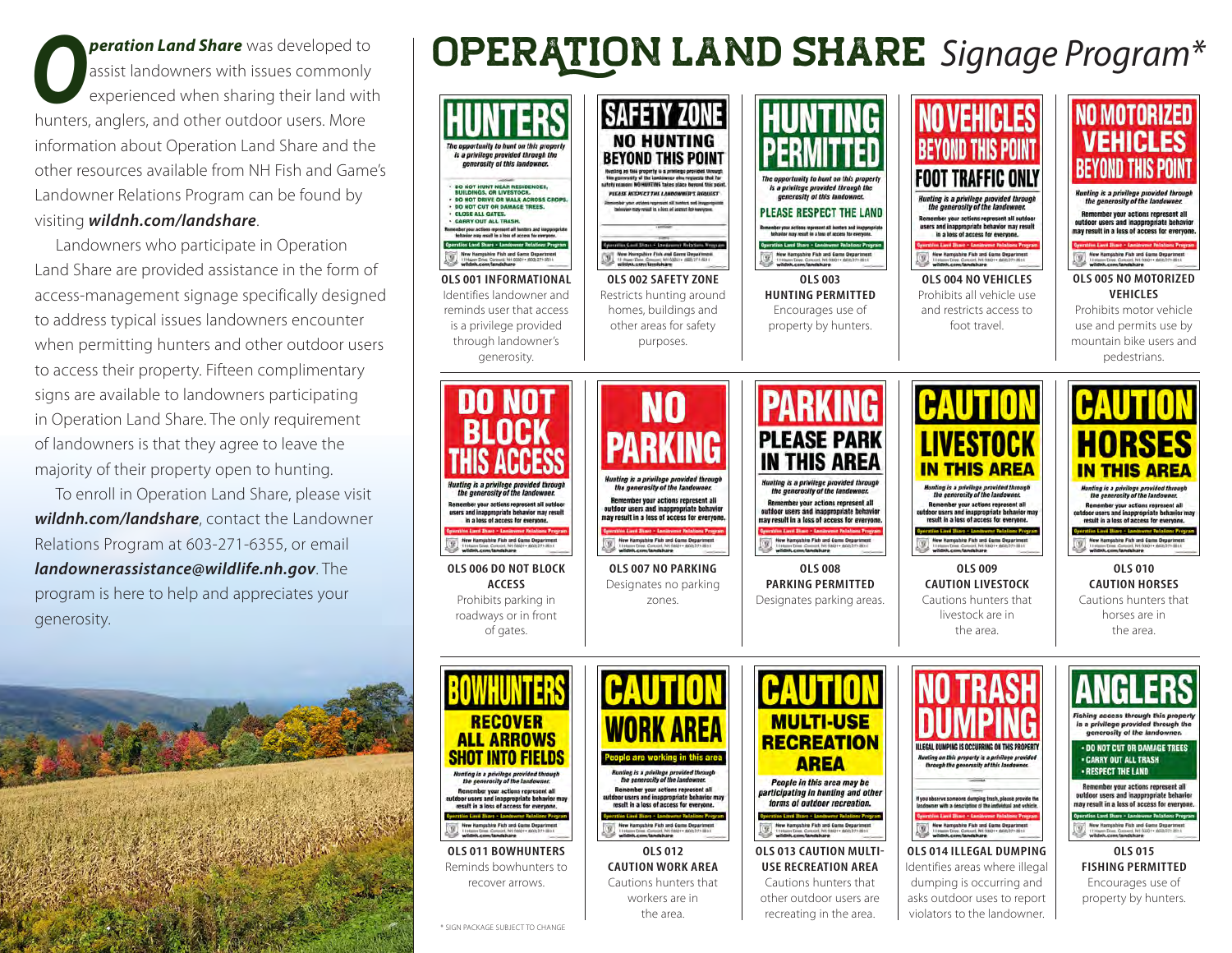***Operation Land Share*** was developed to assist landowners with issues commonly experienced when sharing their land with hunters, anglers, and other outdoor users. More information about Operation Land Share and the other resources available from NH Fish and Game's Landowner Relations Program can be found by visiting ***wildnh.com/landshare***.

Landowners who participate in Operation Land Share are provided assistance in the form of access-management signage specifically designed to address typical issues landowners encounter when permitting hunters and other outdoor users to access their property. Fifteen complimentary signs are available to landowners participating in Operation Land Share. The only requirement of landowners is that they agree to leave the majority of their property open to hunting.

To enroll in Operation Land Share, please visit ***wildnh.com/landshare***, contact the Landowner Relations Program at 603-271-6355, or email ***landownerassistance@wildlife.nh.gov***. The program is here to help and appreciates your generosity.

# OPERATION LAND SHARE *Signage Program**

**OLS 001 INFORMATIONAL**
Identifies landowner and reminds user that access is a privilege provided through landowner's generosity.

**OLS 002 SAFETY ZONE**
Restricts hunting around homes, buildings and other areas for safety purposes.

**OLS 003 HUNTING PERMITTED**
Encourages use of property by hunters.

**OLS 004 NO VEHICLES**
Prohibits all vehicle use and restricts access to foot travel.

**OLS 005 NO MOTORIZED VEHICLES**
Prohibits motor vehicle use and permits use by mountain bike users and pedestrians.

**OLS 006 DO NOT BLOCK ACCESS**
Prohibits parking in roadways or in front of gates.

**OLS 007 NO PARKING**
Designates no parking zones.

**OLS 008 PARKING PERMITTED**
Designates parking areas.

**OLS 009 CAUTION LIVESTOCK**
Cautions hunters that livestock are in the area.

**OLS 010 CAUTION HORSES**
Cautions hunters that horses are in the area.

**OLS 011 BOWHUNTERS**
Reminds bowhunters to recover arrows.

**OLS 012 CAUTION WORK AREA**
Cautions hunters that workers are in the area.

**OLS 013 CAUTION MULTI-USE RECREATION AREA**
Cautions hunters that other outdoor users are recreating in the area.

**OLS 014 ILLEGAL DUMPING**
Identifies areas where illegal dumping is occurring and asks outdoor uses to report violators to the landowner.

**OLS 015 FISHING PERMITTED**
Encourages use of property by hunters.

\* SIGN PACKAGE SUBJECT TO CHANGE